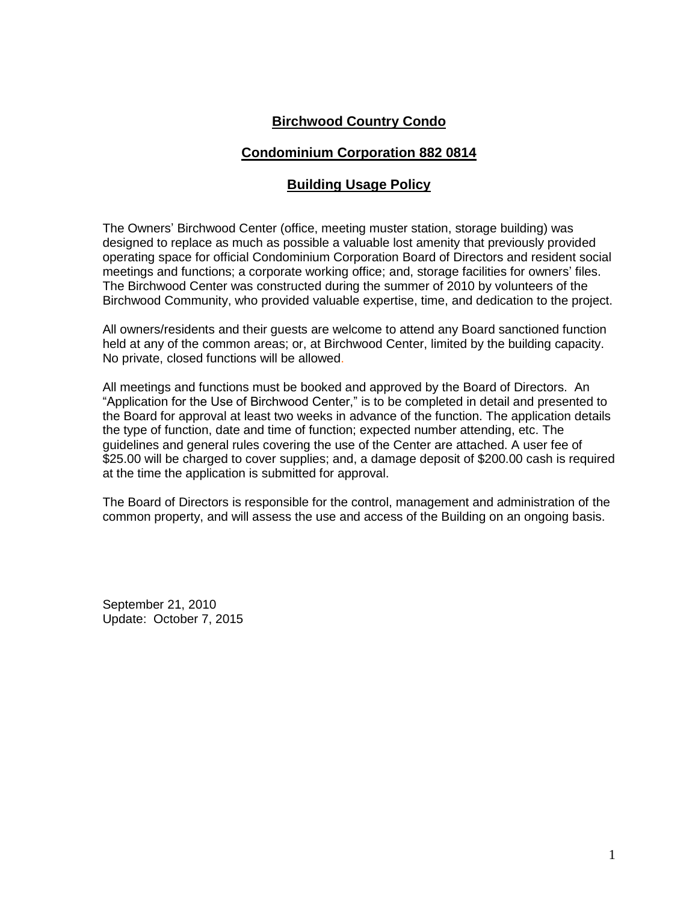# Birchwood Country Condo

## Condominium Corporation 882 0814

## Building Usage Policy

The Owners' Birchwood Center (office, meeting muster station, storage building) was designed to replace as much as possible a valuable lost amenity that previously provided operating space for official Condominium Corporation Board of Directors and resident social meetings and functions; a corporate working office; and, storage facilities for owners' files. The Birchwood Center was constructed during the summer of 2010 by volunteers of the Birchwood Community, who provided valuable expertise, time, and dedication to the project.

All owners/residents and their guests are welcome to attend any Board sanctioned function held at any of the common areas; or, at Birchwood Center, limited by the building capacity. No private, closed functions will be allowed.

All meetings and functions must be booked and approved by the Board of Directors. An "Application for the Use of Birchwood Center," is to be completed in detail and presented to the Board for approval at least two weeks in advance of the function. The application details the type of function, date and time of function; expected number attending, etc. The guidelines and general rules covering the use of the Center are attached. A user fee of $25.00 will be charged to cover supplies; and, a damage deposit of $200.00 cash is required at the time the application is submitted for approval.

The Board of Directors is responsible for the control, management and administration of the common property, and will assess the use and access of the Building on an ongoing basis.

September 21, 2010
Update: October 7, 2015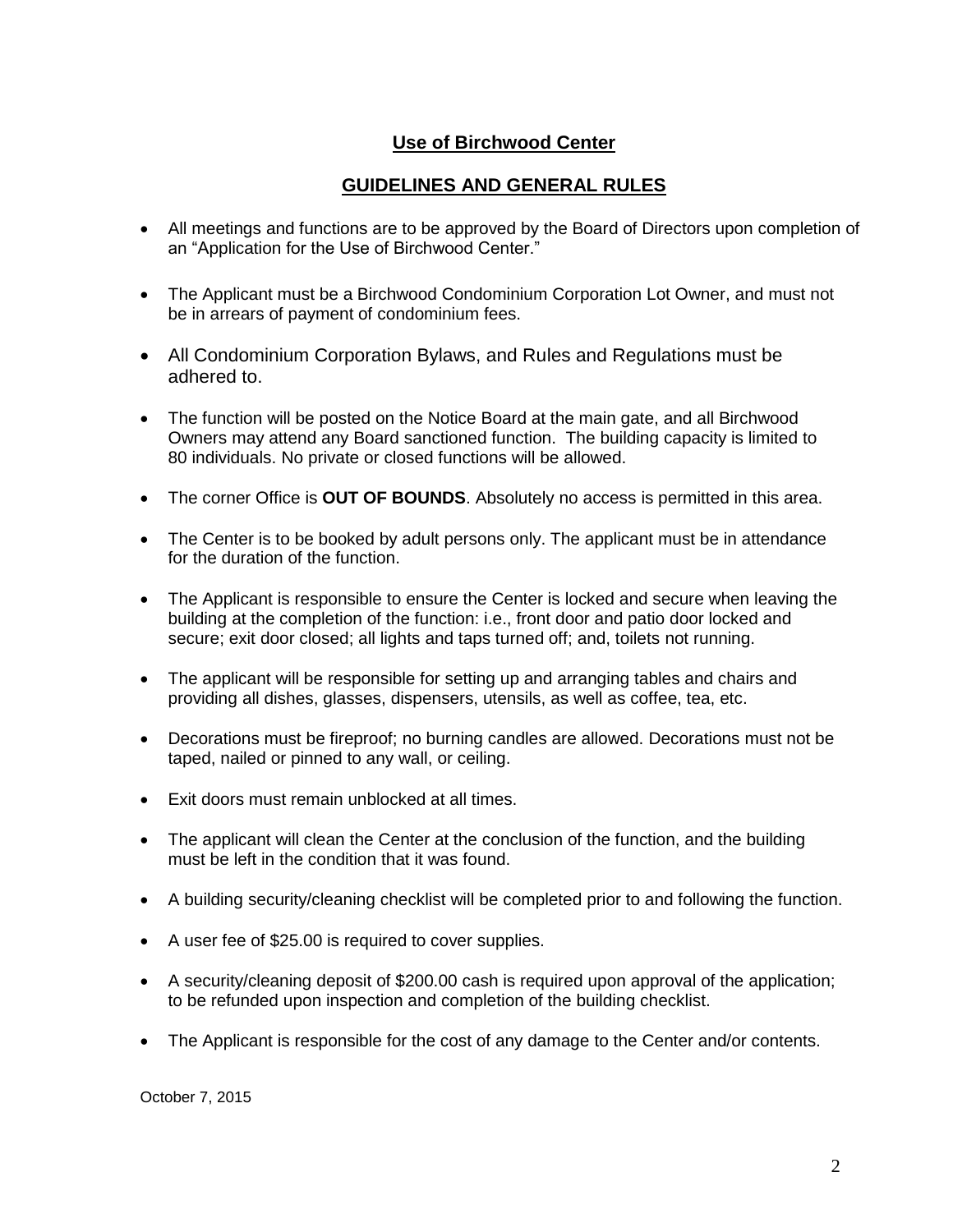## Use of Birchwood Center

## GUIDELINES AND GENERAL RULES

- All meetings and functions are to be approved by the Board of Directors upon completion of an "Application for the Use of Birchwood Center."
- The Applicant must be a Birchwood Condominium Corporation Lot Owner, and must not be in arrears of payment of condominium fees.
- All Condominium Corporation Bylaws, and Rules and Regulations must be adhered to.
- The function will be posted on the Notice Board at the main gate, and all Birchwood Owners may attend any Board sanctioned function. The building capacity is limited to 80 individuals. No private or closed functions will be allowed.
- The corner Office is **OUT OF BOUNDS**. Absolutely no access is permitted in this area.
- The Center is to be booked by adult persons only. The applicant must be in attendance for the duration of the function.
- The Applicant is responsible to ensure the Center is locked and secure when leaving the building at the completion of the function: i.e., front door and patio door locked and secure; exit door closed; all lights and taps turned off; and, toilets not running.
- The applicant will be responsible for setting up and arranging tables and chairs and providing all dishes, glasses, dispensers, utensils, as well as coffee, tea, etc.
- Decorations must be fireproof; no burning candles are allowed. Decorations must not be taped, nailed or pinned to any wall, or ceiling.
- Exit doors must remain unblocked at all times.
- The applicant will clean the Center at the conclusion of the function, and the building must be left in the condition that it was found.
- A building security/cleaning checklist will be completed prior to and following the function.
- A user fee of $25.00 is required to cover supplies.
- A security/cleaning deposit of $200.00 cash is required upon approval of the application; to be refunded upon inspection and completion of the building checklist.
- The Applicant is responsible for the cost of any damage to the Center and/or contents.

October 7, 2015